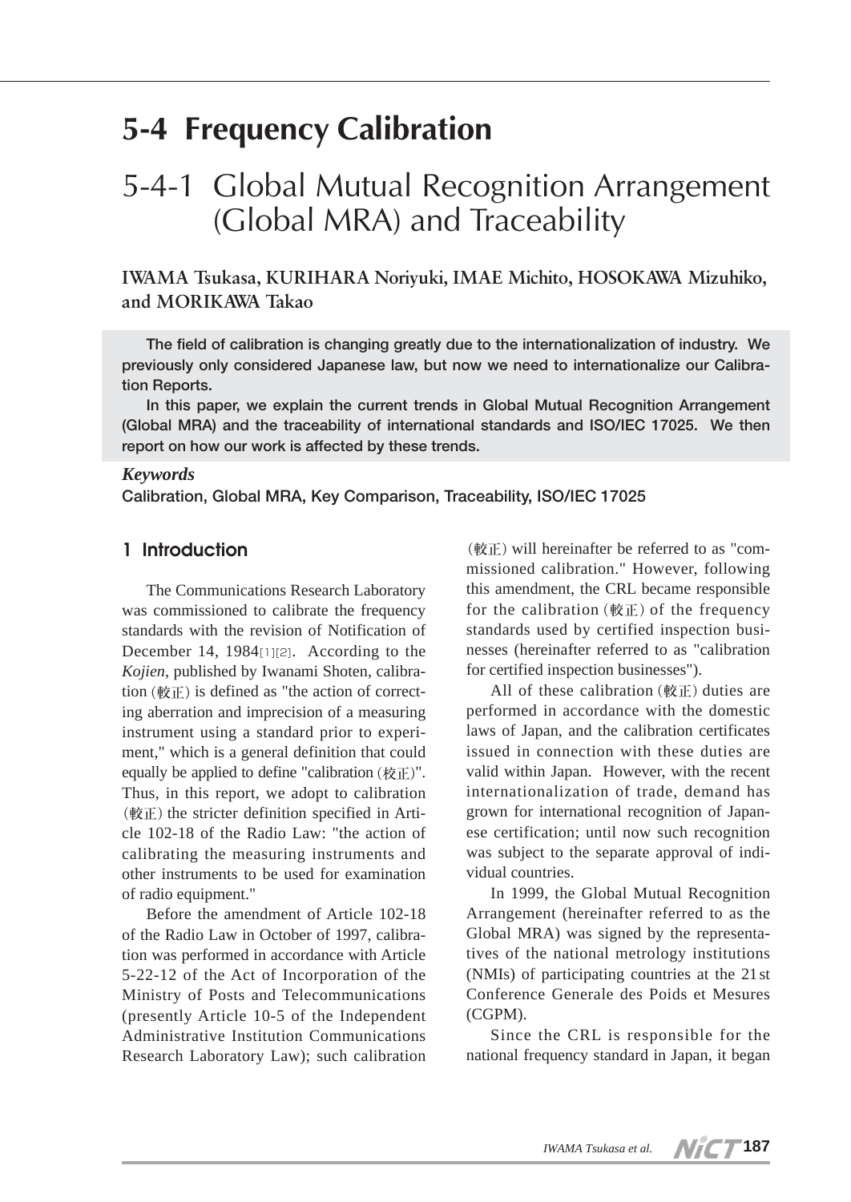# 5-4 Frequency Calibration

## 5-4-1 Global Mutual Recognition Arrangement (Global MRA) and Traceability

**IWAMA Tsukasa, KURIHARA Noriyuki, IMAE Michito, HOSOKAWA Mizuhiko, and MORIKAWA Takao**

**The field of calibration is changing greatly due to the internationalization of industry. We previously only considered Japanese law, but now we need to internationalize our Calibration Reports.**

**In this paper, we explain the current trends in Global Mutual Recognition Arrangement (Global MRA) and the traceability of international standards and ISO/IEC 17025. We then report on how our work is affected by these trends.**

***Keywords***

**Calibration, Global MRA, Key Comparison, Traceability, ISO/IEC 17025**

### 1 Introduction

The Communications Research Laboratory was commissioned to calibrate the frequency standards with the revision of Notification of December 14, 1984[1][2]. According to the *Kojien*, published by Iwanami Shoten, calibration (較正) is defined as "the action of correcting aberration and imprecision of a measuring instrument using a standard prior to experiment," which is a general definition that could equally be applied to define "calibration (校正)". Thus, in this report, we adopt to calibration (較正) the stricter definition specified in Article 102-18 of the Radio Law: "the action of calibrating the measuring instruments and other instruments to be used for examination of radio equipment."

Before the amendment of Article 102-18 of the Radio Law in October of 1997, calibration was performed in accordance with Article 5-22-12 of the Act of Incorporation of the Ministry of Posts and Telecommunications (presently Article 10-5 of the Independent Administrative Institution Communications Research Laboratory Law); such calibration (較正) will hereinafter be referred to as "commissioned calibration." However, following this amendment, the CRL became responsible for the calibration (較正) of the frequency standards used by certified inspection businesses (hereinafter referred to as "calibration for certified inspection businesses").

All of these calibration (較正) duties are performed in accordance with the domestic laws of Japan, and the calibration certificates issued in connection with these duties are valid within Japan. However, with the recent internationalization of trade, demand has grown for international recognition of Japanese certification; until now such recognition was subject to the separate approval of individual countries.

In 1999, the Global Mutual Recognition Arrangement (hereinafter referred to as the Global MRA) was signed by the representatives of the national metrology institutions (NMIs) of participating countries at the 21st Conference Generale des Poids et Mesures (CGPM).

Since the CRL is responsible for the national frequency standard in Japan, it began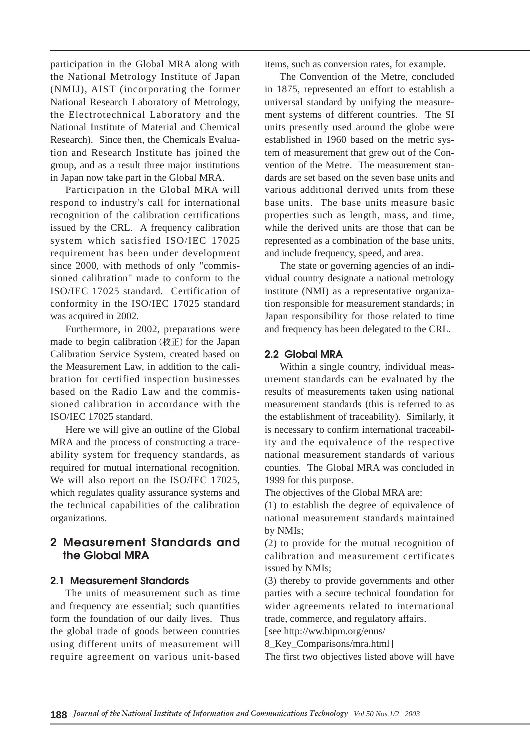participation in the Global MRA along with the National Metrology Institute of Japan (NMIJ), AIST (incorporating the former National Research Laboratory of Metrology, the Electrotechnical Laboratory and the National Institute of Material and Chemical Research). Since then, the Chemicals Evaluation and Research Institute has joined the group, and as a result three major institutions in Japan now take part in the Global MRA.

Participation in the Global MRA will respond to industry's call for international recognition of the calibration certifications issued by the CRL. A frequency calibration system which satisfied ISO/IEC 17025 requirement has been under development since 2000, with methods of only "commissioned calibration" made to conform to the ISO/IEC 17025 standard. Certification of conformity in the ISO/IEC 17025 standard was acquired in 2002.

Furthermore, in 2002, preparations were made to begin calibration (校正) for the Japan Calibration Service System, created based on the Measurement Law, in addition to the calibration for certified inspection businesses based on the Radio Law and the commissioned calibration in accordance with the ISO/IEC 17025 standard.

Here we will give an outline of the Global MRA and the process of constructing a traceability system for frequency standards, as required for mutual international recognition. We will also report on the ISO/IEC 17025, which regulates quality assurance systems and the technical capabilities of the calibration organizations.

## 2 Measurement Standards and the Global MRA

### 2.1 Measurement Standards

The units of measurement such as time and frequency are essential; such quantities form the foundation of our daily lives. Thus the global trade of goods between countries using different units of measurement will require agreement on various unit-based items, such as conversion rates, for example.

The Convention of the Metre, concluded in 1875, represented an effort to establish a universal standard by unifying the measurement systems of different countries. The SI units presently used around the globe were established in 1960 based on the metric system of measurement that grew out of the Convention of the Metre. The measurement standards are set based on the seven base units and various additional derived units from these base units. The base units measure basic properties such as length, mass, and time, while the derived units are those that can be represented as a combination of the base units, and include frequency, speed, and area.

The state or governing agencies of an individual country designate a national metrology institute (NMI) as a representative organization responsible for measurement standards; in Japan responsibility for those related to time and frequency has been delegated to the CRL.

### 2.2 Global MRA

Within a single country, individual measurement standards can be evaluated by the results of measurements taken using national measurement standards (this is referred to as the establishment of traceability). Similarly, it is necessary to confirm international traceability and the equivalence of the respective national measurement standards of various counties. The Global MRA was concluded in 1999 for this purpose.

The objectives of the Global MRA are:

(1) to establish the degree of equivalence of national measurement standards maintained by NMIs;

(2) to provide for the mutual recognition of calibration and measurement certificates issued by NMIs;

(3) thereby to provide governments and other parties with a secure technical foundation for wider agreements related to international trade, commerce, and regulatory affairs.

[see http://ww.bipm.org/enus/8_Key_Comparisons/mra.html]

The first two objectives listed above will have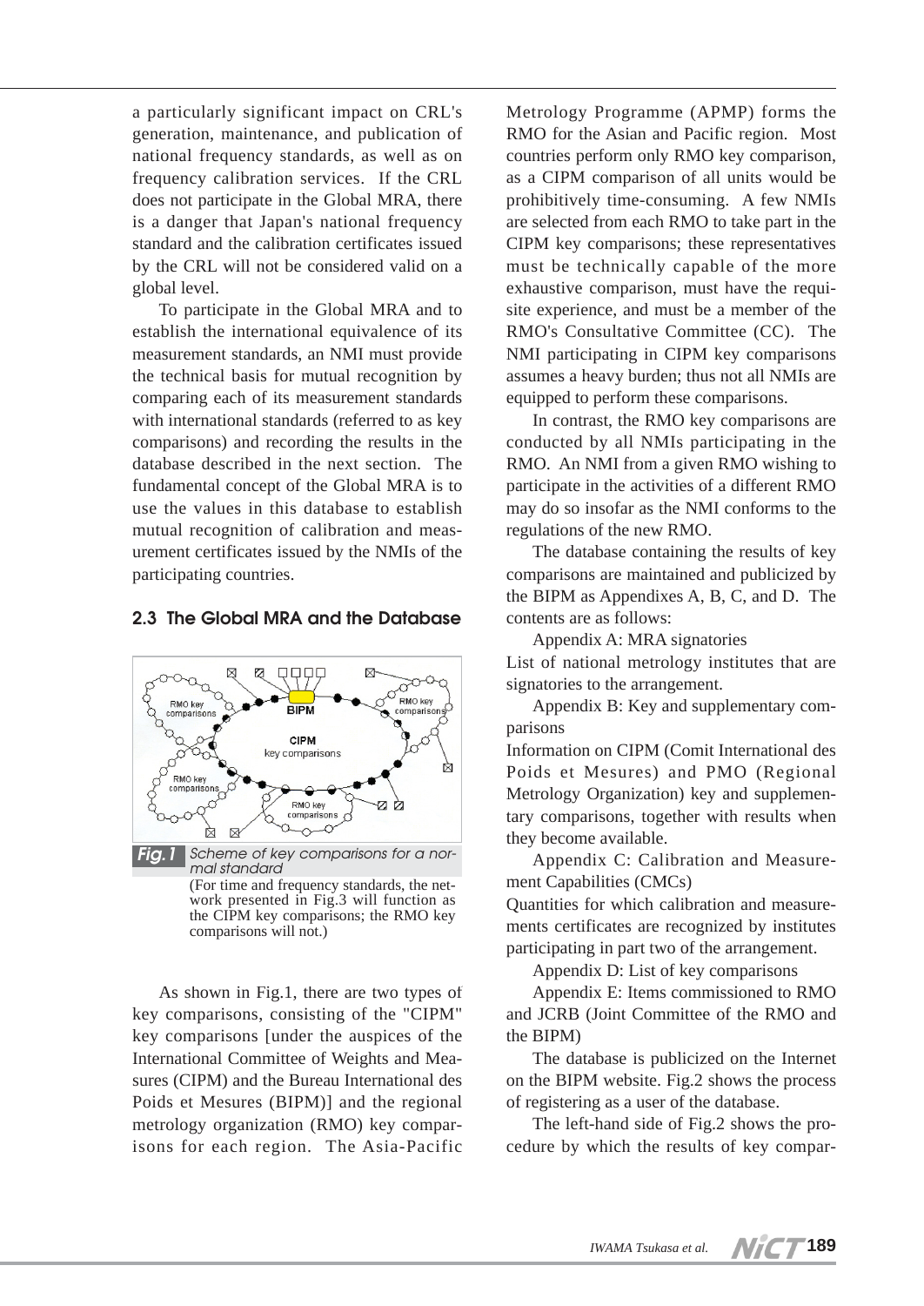a particularly significant impact on CRL's generation, maintenance, and publication of national frequency standards, as well as on frequency calibration services. If the CRL does not participate in the Global MRA, there is a danger that Japan's national frequency standard and the calibration certificates issued by the CRL will not be considered valid on a global level.

To participate in the Global MRA and to establish the international equivalence of its measurement standards, an NMI must provide the technical basis for mutual recognition by comparing each of its measurement standards with international standards (referred to as key comparisons) and recording the results in the database described in the next section. The fundamental concept of the Global MRA is to use the values in this database to establish mutual recognition of calibration and measurement certificates issued by the NMIs of the participating countries.

### 2.3 The Global MRA and the Database

**Fig.1** *Scheme of key comparisons for a normal standard*

(For time and frequency standards, the network presented in Fig.3 will function as the CIPM key comparisons; the RMO key comparisons will not.)

As shown in Fig.1, there are two types of key comparisons, consisting of the "CIPM" key comparisons [under the auspices of the International Committee of Weights and Measures (CIPM) and the Bureau International des Poids et Mesures (BIPM)] and the regional metrology organization (RMO) key comparisons for each region. The Asia-Pacific Metrology Programme (APMP) forms the RMO for the Asian and Pacific region. Most countries perform only RMO key comparison, as a CIPM comparison of all units would be prohibitively time-consuming. A few NMIs are selected from each RMO to take part in the CIPM key comparisons; these representatives must be technically capable of the more exhaustive comparison, must have the requisite experience, and must be a member of the RMO's Consultative Committee (CC). The NMI participating in CIPM key comparisons assumes a heavy burden; thus not all NMIs are equipped to perform these comparisons.

In contrast, the RMO key comparisons are conducted by all NMIs participating in the RMO. An NMI from a given RMO wishing to participate in the activities of a different RMO may do so insofar as the NMI conforms to the regulations of the new RMO.

The database containing the results of key comparisons are maintained and publicized by the BIPM as Appendixes A, B, C, and D. The contents are as follows:

Appendix A: MRA signatories

List of national metrology institutes that are signatories to the arrangement.

Appendix B: Key and supplementary comparisons

Information on CIPM (Comit International des Poids et Mesures) and PMO (Regional Metrology Organization) key and supplementary comparisons, together with results when they become available.

Appendix C: Calibration and Measurement Capabilities (CMCs)

Quantities for which calibration and measurements certificates are recognized by institutes participating in part two of the arrangement.

Appendix D: List of key comparisons

Appendix E: Items commissioned to RMO and JCRB (Joint Committee of the RMO and the BIPM)

The database is publicized on the Internet on the BIPM website. Fig.2 shows the process of registering as a user of the database.

The left-hand side of Fig.2 shows the procedure by which the results of key compar-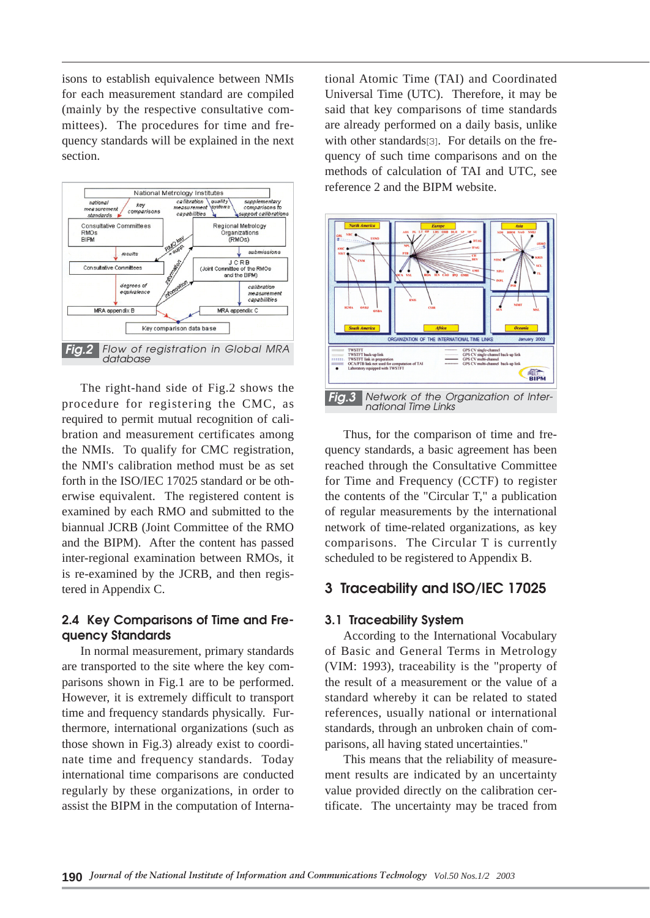isons to establish equivalence between NMIs for each measurement standard are compiled (mainly by the respective consultative committees). The procedures for time and frequency standards will be explained in the next section.

Fig.2 Flow of registration in Global MRA database

The right-hand side of Fig.2 shows the procedure for registering the CMC, as required to permit mutual recognition of calibration and measurement certificates among the NMIs. To qualify for CMC registration, the NMI's calibration method must be as set forth in the ISO/IEC 17025 standard or be otherwise equivalent. The registered content is examined by each RMO and submitted to the biannual JCRB (Joint Committee of the RMO and the BIPM). After the content has passed inter-regional examination between RMOs, it is re-examined by the JCRB, and then registered in Appendix C.

### 2.4 Key Comparisons of Time and Frequency Standards

In normal measurement, primary standards are transported to the site where the key comparisons shown in Fig.1 are to be performed. However, it is extremely difficult to transport time and frequency standards physically. Furthermore, international organizations (such as those shown in Fig.3) already exist to coordinate time and frequency standards. Today international time comparisons are conducted regularly by these organizations, in order to assist the BIPM in the computation of International Atomic Time (TAI) and Coordinated Universal Time (UTC). Therefore, it may be said that key comparisons of time standards are already performed on a daily basis, unlike with other standards[3]. For details on the frequency of such time comparisons and on the methods of calculation of TAI and UTC, see reference 2 and the BIPM website.

Fig.3 Network of the Organization of International Time Links

Thus, for the comparison of time and frequency standards, a basic agreement has been reached through the Consultative Committee for Time and Frequency (CCTF) to register the contents of the "Circular T," a publication of regular measurements by the international network of time-related organizations, as key comparisons. The Circular T is currently scheduled to be registered to Appendix B.

## 3 Traceability and ISO/IEC 17025

### 3.1 Traceability System

According to the International Vocabulary of Basic and General Terms in Metrology (VIM: 1993), traceability is the "property of the result of a measurement or the value of a standard whereby it can be related to stated references, usually national or international standards, through an unbroken chain of comparisons, all having stated uncertainties."

This means that the reliability of measurement results are indicated by an uncertainty value provided directly on the calibration certificate. The uncertainty may be traced from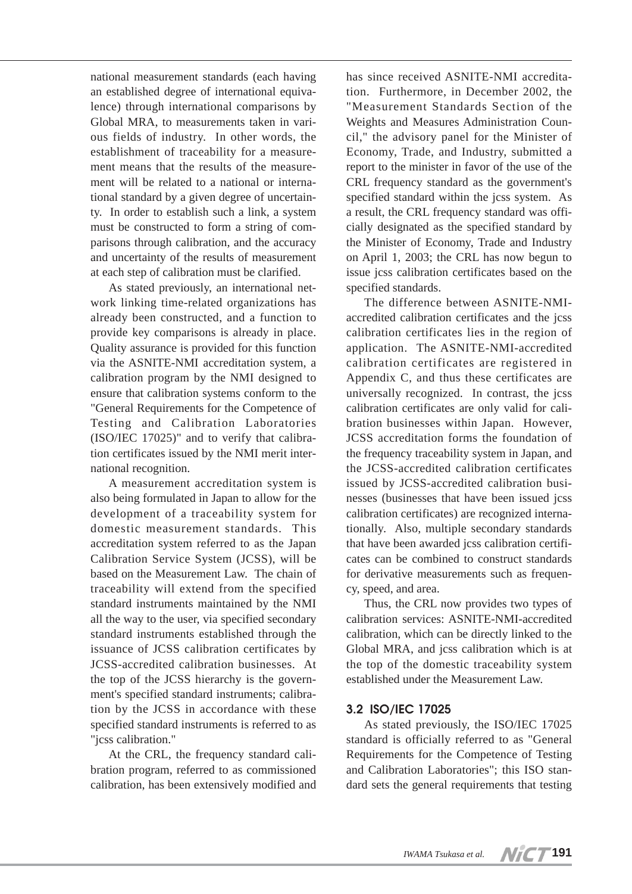national measurement standards (each having an established degree of international equivalence) through international comparisons by Global MRA, to measurements taken in various fields of industry. In other words, the establishment of traceability for a measurement means that the results of the measurement will be related to a national or international standard by a given degree of uncertainty. In order to establish such a link, a system must be constructed to form a string of comparisons through calibration, and the accuracy and uncertainty of the results of measurement at each step of calibration must be clarified.

As stated previously, an international network linking time-related organizations has already been constructed, and a function to provide key comparisons is already in place. Quality assurance is provided for this function via the ASNITE-NMI accreditation system, a calibration program by the NMI designed to ensure that calibration systems conform to the "General Requirements for the Competence of Testing and Calibration Laboratories (ISO/IEC 17025)" and to verify that calibration certificates issued by the NMI merit international recognition.

A measurement accreditation system is also being formulated in Japan to allow for the development of a traceability system for domestic measurement standards. This accreditation system referred to as the Japan Calibration Service System (JCSS), will be based on the Measurement Law. The chain of traceability will extend from the specified standard instruments maintained by the NMI all the way to the user, via specified secondary standard instruments established through the issuance of JCSS calibration certificates by JCSS-accredited calibration businesses. At the top of the JCSS hierarchy is the government's specified standard instruments; calibration by the JCSS in accordance with these specified standard instruments is referred to as "jcss calibration."

At the CRL, the frequency standard calibration program, referred to as commissioned calibration, has been extensively modified and has since received ASNITE-NMI accreditation. Furthermore, in December 2002, the "Measurement Standards Section of the Weights and Measures Administration Council," the advisory panel for the Minister of Economy, Trade, and Industry, submitted a report to the minister in favor of the use of the CRL frequency standard as the government's specified standard within the jcss system. As a result, the CRL frequency standard was officially designated as the specified standard by the Minister of Economy, Trade and Industry on April 1, 2003; the CRL has now begun to issue jcss calibration certificates based on the specified standards.

The difference between ASNITE-NMI-accredited calibration certificates and the jcss calibration certificates lies in the region of application. The ASNITE-NMI-accredited calibration certificates are registered in Appendix C, and thus these certificates are universally recognized. In contrast, the jcss calibration certificates are only valid for calibration businesses within Japan. However, JCSS accreditation forms the foundation of the frequency traceability system in Japan, and the JCSS-accredited calibration certificates issued by JCSS-accredited calibration businesses (businesses that have been issued jcss calibration certificates) are recognized internationally. Also, multiple secondary standards that have been awarded jcss calibration certificates can be combined to construct standards for derivative measurements such as frequency, speed, and area.

Thus, the CRL now provides two types of calibration services: ASNITE-NMI-accredited calibration, which can be directly linked to the Global MRA, and jcss calibration which is at the top of the domestic traceability system established under the Measurement Law.

### 3.2 ISO/IEC 17025

As stated previously, the ISO/IEC 17025 standard is officially referred to as "General Requirements for the Competence of Testing and Calibration Laboratories"; this ISO standard sets the general requirements that testing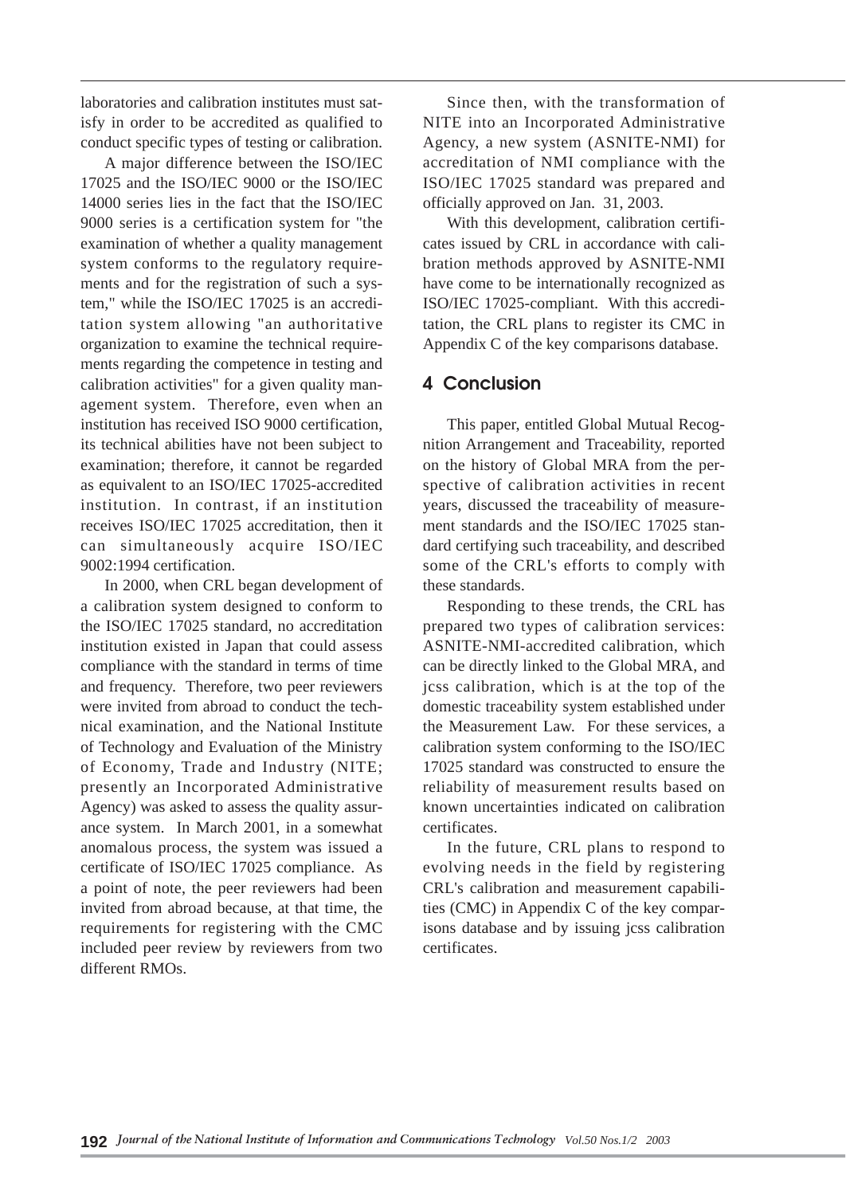laboratories and calibration institutes must satisfy in order to be accredited as qualified to conduct specific types of testing or calibration.

A major difference between the ISO/IEC 17025 and the ISO/IEC 9000 or the ISO/IEC 14000 series lies in the fact that the ISO/IEC 9000 series is a certification system for "the examination of whether a quality management system conforms to the regulatory requirements and for the registration of such a system," while the ISO/IEC 17025 is an accreditation system allowing "an authoritative organization to examine the technical requirements regarding the competence in testing and calibration activities" for a given quality management system. Therefore, even when an institution has received ISO 9000 certification, its technical abilities have not been subject to examination; therefore, it cannot be regarded as equivalent to an ISO/IEC 17025-accredited institution. In contrast, if an institution receives ISO/IEC 17025 accreditation, then it can simultaneously acquire ISO/IEC 9002:1994 certification.

In 2000, when CRL began development of a calibration system designed to conform to the ISO/IEC 17025 standard, no accreditation institution existed in Japan that could assess compliance with the standard in terms of time and frequency. Therefore, two peer reviewers were invited from abroad to conduct the technical examination, and the National Institute of Technology and Evaluation of the Ministry of Economy, Trade and Industry (NITE; presently an Incorporated Administrative Agency) was asked to assess the quality assurance system. In March 2001, in a somewhat anomalous process, the system was issued a certificate of ISO/IEC 17025 compliance. As a point of note, the peer reviewers had been invited from abroad because, at that time, the requirements for registering with the CMC included peer review by reviewers from two different RMOs.

Since then, with the transformation of NITE into an Incorporated Administrative Agency, a new system (ASNITE-NMI) for accreditation of NMI compliance with the ISO/IEC 17025 standard was prepared and officially approved on Jan. 31, 2003.

With this development, calibration certificates issued by CRL in accordance with calibration methods approved by ASNITE-NMI have come to be internationally recognized as ISO/IEC 17025-compliant. With this accreditation, the CRL plans to register its CMC in Appendix C of the key comparisons database.

## 4 Conclusion

This paper, entitled Global Mutual Recognition Arrangement and Traceability, reported on the history of Global MRA from the perspective of calibration activities in recent years, discussed the traceability of measurement standards and the ISO/IEC 17025 standard certifying such traceability, and described some of the CRL's efforts to comply with these standards.

Responding to these trends, the CRL has prepared two types of calibration services: ASNITE-NMI-accredited calibration, which can be directly linked to the Global MRA, and jcss calibration, which is at the top of the domestic traceability system established under the Measurement Law. For these services, a calibration system conforming to the ISO/IEC 17025 standard was constructed to ensure the reliability of measurement results based on known uncertainties indicated on calibration certificates.

In the future, CRL plans to respond to evolving needs in the field by registering CRL's calibration and measurement capabilities (CMC) in Appendix C of the key comparisons database and by issuing jcss calibration certificates.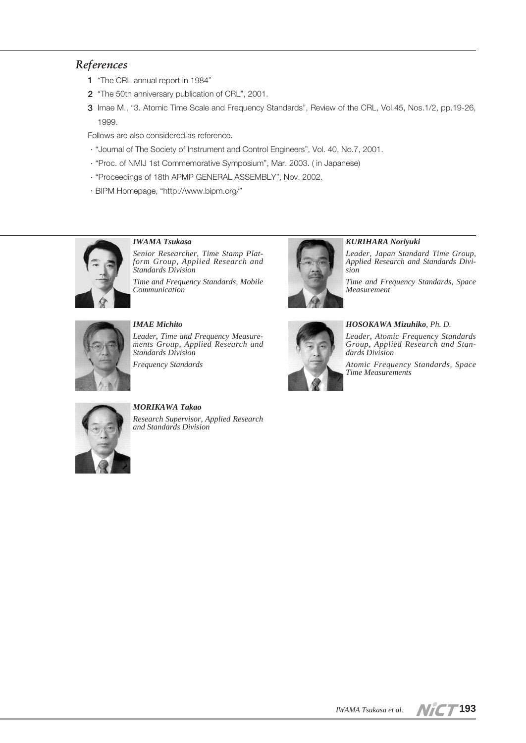## References

1 "The CRL annual report in 1984"

2 "The 50th anniversary publication of CRL", 2001.

3 Imae M., "3. Atomic Time Scale and Frequency Standards", Review of the CRL, Vol.45, Nos.1/2, pp.19-26, 1999.

Follows are also considered as reference.

- "Journal of The Society of Instrument and Control Engineers", Vol. 40, No.7, 2001.
- "Proc. of NMIJ 1st Commemorative Symposium", Mar. 2003. ( in Japanese)
- "Proceedings of 18th APMP GENERAL ASSEMBLY", Nov. 2002.
- BIPM Homepage, "http://www.bipm.org/"

***IWAMA Tsukasa***

*Senior Researcher, Time Stamp Platform Group, Applied Research and Standards Division*

*Time and Frequency Standards, Mobile Communication*

***IMAE Michito***

*Leader, Time and Frequency Measurements Group, Applied Research and Standards Division*

*Frequency Standards*

***MORIKAWA Takao***

*Research Supervisor, Applied Research and Standards Division*

***KURIHARA Noriyuki***

*Leader, Japan Standard Time Group, Applied Research and Standards Division*

*Time and Frequency Standards, Space Measurement*

***HOSOKAWA Mizuhiko**, Ph. D.*

*Leader, Atomic Frequency Standards Group, Applied Research and Standards Division*

*Atomic Frequency Standards, Space Time Measurements*